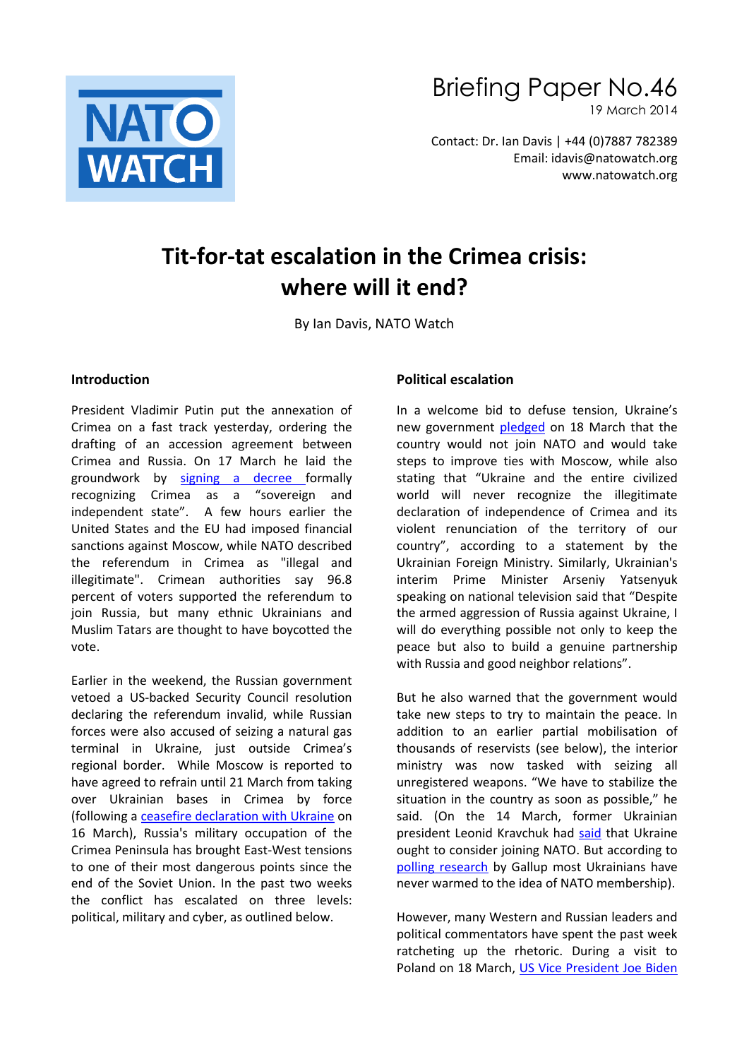NATO WATCH

# Briefing Paper No.46

19 March 2014

Contact: Dr. Ian Davis | +44 (0)7887 782389
Email: idavis@natowatch.org
www.natowatch.org

# Tit-for-tat escalation in the Crimea crisis: where will it end?

By Ian Davis, NATO Watch

## Introduction

President Vladimir Putin put the annexation of Crimea on a fast track yesterday, ordering the drafting of an accession agreement between Crimea and Russia. On 17 March he laid the groundwork by signing a decree formally recognizing Crimea as a "sovereign and independent state". A few hours earlier the United States and the EU had imposed financial sanctions against Moscow, while NATO described the referendum in Crimea as "illegal and illegitimate". Crimean authorities say 96.8 percent of voters supported the referendum to join Russia, but many ethnic Ukrainians and Muslim Tatars are thought to have boycotted the vote.

Earlier in the weekend, the Russian government vetoed a US-backed Security Council resolution declaring the referendum invalid, while Russian forces were also accused of seizing a natural gas terminal in Ukraine, just outside Crimea's regional border. While Moscow is reported to have agreed to refrain until 21 March from taking over Ukrainian bases in Crimea by force (following a ceasefire declaration with Ukraine on 16 March), Russia's military occupation of the Crimea Peninsula has brought East-West tensions to one of their most dangerous points since the end of the Soviet Union. In the past two weeks the conflict has escalated on three levels: political, military and cyber, as outlined below.

## Political escalation

In a welcome bid to defuse tension, Ukraine's new government pledged on 18 March that the country would not join NATO and would take steps to improve ties with Moscow, while also stating that "Ukraine and the entire civilized world will never recognize the illegitimate declaration of independence of Crimea and its violent renunciation of the territory of our country", according to a statement by the Ukrainian Foreign Ministry. Similarly, Ukrainian's interim Prime Minister Arseniy Yatsenyuk speaking on national television said that "Despite the armed aggression of Russia against Ukraine, I will do everything possible not only to keep the peace but also to build a genuine partnership with Russia and good neighbor relations".

But he also warned that the government would take new steps to try to maintain the peace. In addition to an earlier partial mobilisation of thousands of reservists (see below), the interior ministry was now tasked with seizing all unregistered weapons. "We have to stabilize the situation in the country as soon as possible," he said. (On the 14 March, former Ukrainian president Leonid Kravchuk had said that Ukraine ought to consider joining NATO. But according to polling research by Gallup most Ukrainians have never warmed to the idea of NATO membership).

However, many Western and Russian leaders and political commentators have spent the past week ratcheting up the rhetoric. During a visit to Poland on 18 March, US Vice President Joe Biden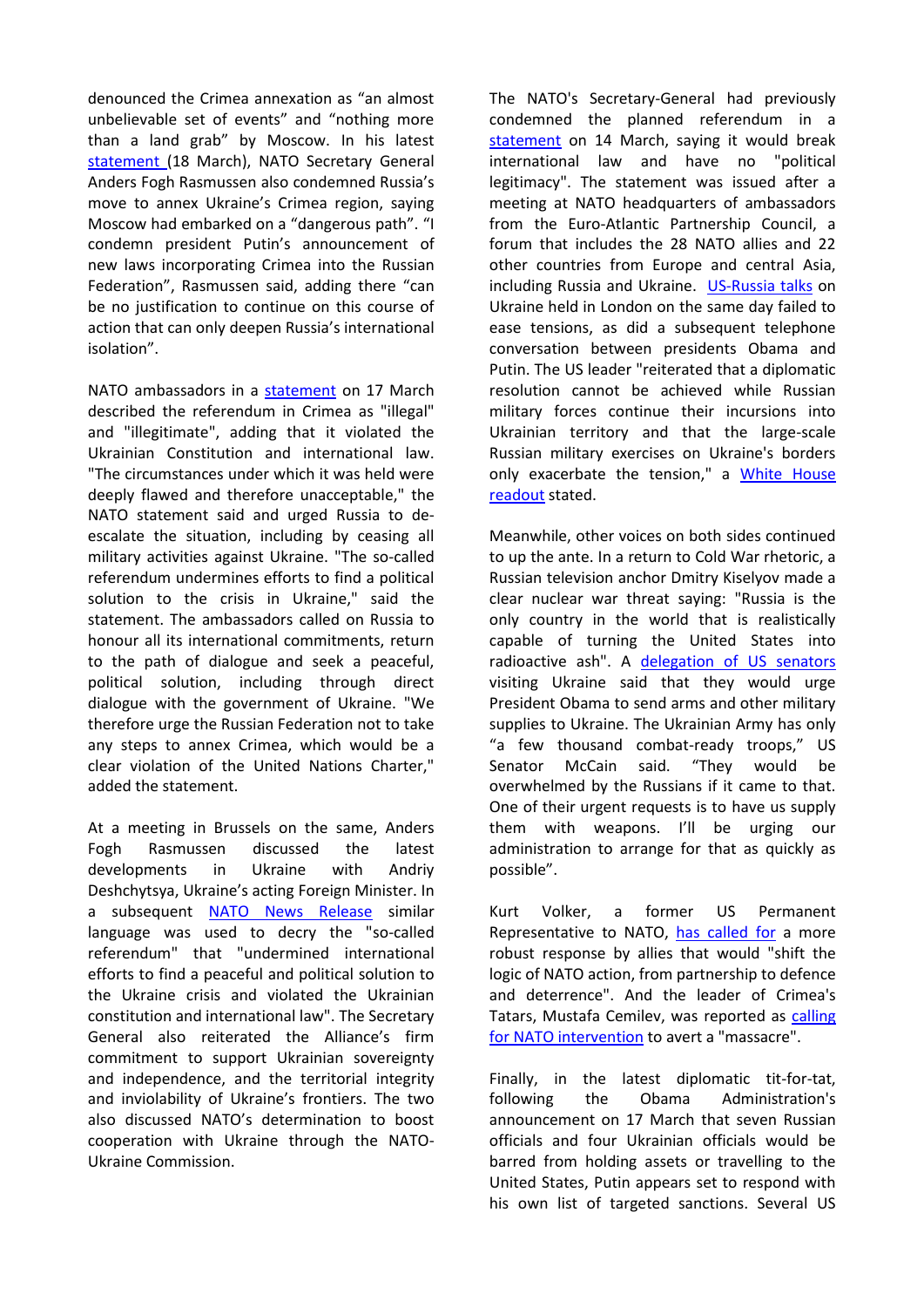denounced the Crimea annexation as "an almost unbelievable set of events" and "nothing more than a land grab" by Moscow. In his latest statement (18 March), NATO Secretary General Anders Fogh Rasmussen also condemned Russia's move to annex Ukraine's Crimea region, saying Moscow had embarked on a "dangerous path". "I condemn president Putin's announcement of new laws incorporating Crimea into the Russian Federation", Rasmussen said, adding there "can be no justification to continue on this course of action that can only deepen Russia's international isolation".

NATO ambassadors in a statement on 17 March described the referendum in Crimea as "illegal" and "illegitimate", adding that it violated the Ukrainian Constitution and international law. "The circumstances under which it was held were deeply flawed and therefore unacceptable," the NATO statement said and urged Russia to de-escalate the situation, including by ceasing all military activities against Ukraine. "The so-called referendum undermines efforts to find a political solution to the crisis in Ukraine," said the statement. The ambassadors called on Russia to honour all its international commitments, return to the path of dialogue and seek a peaceful, political solution, including through direct dialogue with the government of Ukraine. "We therefore urge the Russian Federation not to take any steps to annex Crimea, which would be a clear violation of the United Nations Charter," added the statement.

At a meeting in Brussels on the same, Anders Fogh Rasmussen discussed the latest developments in Ukraine with Andriy Deshchytsya, Ukraine's acting Foreign Minister. In a subsequent NATO News Release similar language was used to decry the "so-called referendum" that "undermined international efforts to find a peaceful and political solution to the Ukraine crisis and violated the Ukrainian constitution and international law". The Secretary General also reiterated the Alliance's firm commitment to support Ukrainian sovereignty and independence, and the territorial integrity and inviolability of Ukraine's frontiers. The two also discussed NATO's determination to boost cooperation with Ukraine through the NATO-Ukraine Commission.

The NATO's Secretary-General had previously condemned the planned referendum in a statement on 14 March, saying it would break international law and have no "political legitimacy". The statement was issued after a meeting at NATO headquarters of ambassadors from the Euro-Atlantic Partnership Council, a forum that includes the 28 NATO allies and 22 other countries from Europe and central Asia, including Russia and Ukraine. US-Russia talks on Ukraine held in London on the same day failed to ease tensions, as did a subsequent telephone conversation between presidents Obama and Putin. The US leader "reiterated that a diplomatic resolution cannot be achieved while Russian military forces continue their incursions into Ukrainian territory and that the large-scale Russian military exercises on Ukraine's borders only exacerbate the tension," a White House readout stated.

Meanwhile, other voices on both sides continued to up the ante. In a return to Cold War rhetoric, a Russian television anchor Dmitry Kiselyov made a clear nuclear war threat saying: "Russia is the only country in the world that is realistically capable of turning the United States into radioactive ash". A delegation of US senators visiting Ukraine said that they would urge President Obama to send arms and other military supplies to Ukraine. The Ukrainian Army has only "a few thousand combat-ready troops," US Senator McCain said. "They would be overwhelmed by the Russians if it came to that. One of their urgent requests is to have us supply them with weapons. I'll be urging our administration to arrange for that as quickly as possible".

Kurt Volker, a former US Permanent Representative to NATO, has called for a more robust response by allies that would "shift the logic of NATO action, from partnership to defence and deterrence". And the leader of Crimea's Tatars, Mustafa Cemilev, was reported as calling for NATO intervention to avert a "massacre".

Finally, in the latest diplomatic tit-for-tat, following the Obama Administration's announcement on 17 March that seven Russian officials and four Ukrainian officials would be barred from holding assets or travelling to the United States, Putin appears set to respond with his own list of targeted sanctions. Several US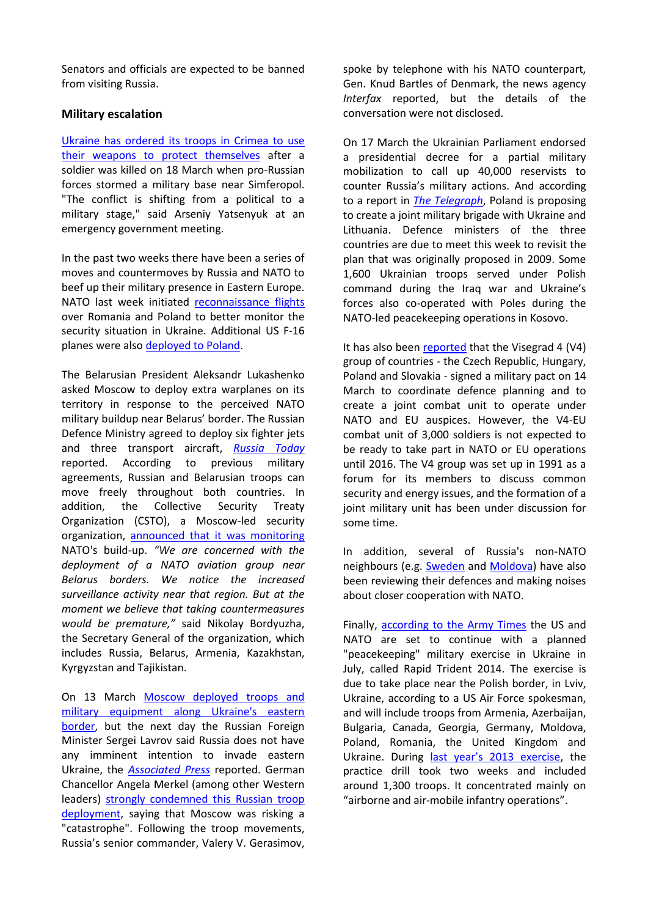Senators and officials are expected to be banned from visiting Russia.

## Military escalation

Ukraine has ordered its troops in Crimea to use their weapons to protect themselves after a soldier was killed on 18 March when pro-Russian forces stormed a military base near Simferopol. "The conflict is shifting from a political to a military stage," said Arseniy Yatsenyuk at an emergency government meeting.

In the past two weeks there have been a series of moves and countermoves by Russia and NATO to beef up their military presence in Eastern Europe. NATO last week initiated reconnaissance flights over Romania and Poland to better monitor the security situation in Ukraine. Additional US F-16 planes were also deployed to Poland.

The Belarusian President Aleksandr Lukashenko asked Moscow to deploy extra warplanes on its territory in response to the perceived NATO military buildup near Belarus' border. The Russian Defence Ministry agreed to deploy six fighter jets and three transport aircraft, *Russia Today* reported. According to previous military agreements, Russian and Belarusian troops can move freely throughout both countries. In addition, the Collective Security Treaty Organization (CSTO), a Moscow-led security organization, announced that it was monitoring NATO's build-up. *"We are concerned with the deployment of a NATO aviation group near Belarus borders. We notice the increased surveillance activity near that region. But at the moment we believe that taking countermeasures would be premature,"* said Nikolay Bordyuzha, the Secretary General of the organization, which includes Russia, Belarus, Armenia, Kazakhstan, Kyrgyzstan and Tajikistan.

On 13 March Moscow deployed troops and military equipment along Ukraine's eastern border, but the next day the Russian Foreign Minister Sergei Lavrov said Russia does not have any imminent intention to invade eastern Ukraine, the *Associated Press* reported. German Chancellor Angela Merkel (among other Western leaders) strongly condemned this Russian troop deployment, saying that Moscow was risking a "catastrophe". Following the troop movements, Russia's senior commander, Valery V. Gerasimov, spoke by telephone with his NATO counterpart, Gen. Knud Bartles of Denmark, the news agency *Interfax* reported, but the details of the conversation were not disclosed.

On 17 March the Ukrainian Parliament endorsed a presidential decree for a partial military mobilization to call up 40,000 reservists to counter Russia's military actions. And according to a report in *The Telegraph*, Poland is proposing to create a joint military brigade with Ukraine and Lithuania. Defence ministers of the three countries are due to meet this week to revisit the plan that was originally proposed in 2009. Some 1,600 Ukrainian troops served under Polish command during the Iraq war and Ukraine's forces also co-operated with Poles during the NATO-led peacekeeping operations in Kosovo.

It has also been reported that the Visegrad 4 (V4) group of countries - the Czech Republic, Hungary, Poland and Slovakia - signed a military pact on 14 March to coordinate defence planning and to create a joint combat unit to operate under NATO and EU auspices. However, the V4-EU combat unit of 3,000 soldiers is not expected to be ready to take part in NATO or EU operations until 2016. The V4 group was set up in 1991 as a forum for its members to discuss common security and energy issues, and the formation of a joint military unit has been under discussion for some time.

In addition, several of Russia's non-NATO neighbours (e.g. Sweden and Moldova) have also been reviewing their defences and making noises about closer cooperation with NATO.

Finally, according to the Army Times the US and NATO are set to continue with a planned "peacekeeping" military exercise in Ukraine in July, called Rapid Trident 2014. The exercise is due to take place near the Polish border, in Lviv, Ukraine, according to a US Air Force spokesman, and will include troops from Armenia, Azerbaijan, Bulgaria, Canada, Georgia, Germany, Moldova, Poland, Romania, the United Kingdom and Ukraine. During last year's 2013 exercise, the practice drill took two weeks and included around 1,300 troops. It concentrated mainly on "airborne and air-mobile infantry operations".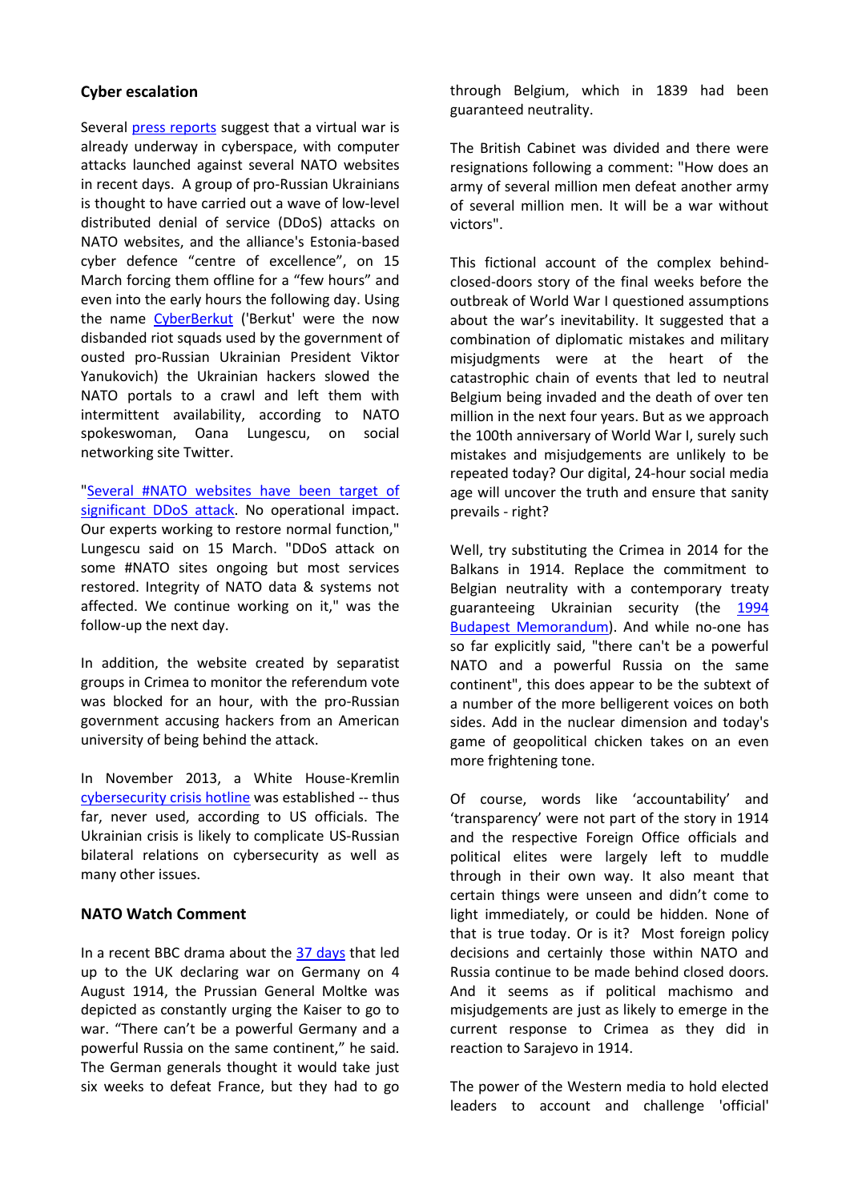## Cyber escalation

Several press reports suggest that a virtual war is already underway in cyberspace, with computer attacks launched against several NATO websites in recent days. A group of pro-Russian Ukrainians is thought to have carried out a wave of low-level distributed denial of service (DDoS) attacks on NATO websites, and the alliance's Estonia-based cyber defence "centre of excellence", on 15 March forcing them offline for a "few hours" and even into the early hours the following day. Using the name CyberBerkut ('Berkut' were the now disbanded riot squads used by the government of ousted pro-Russian Ukrainian President Viktor Yanukovich) the Ukrainian hackers slowed the NATO portals to a crawl and left them with intermittent availability, according to NATO spokeswoman, Oana Lungescu, on social networking site Twitter.

"Several #NATO websites have been target of significant DDoS attack. No operational impact. Our experts working to restore normal function," Lungescu said on 15 March. "DDoS attack on some #NATO sites ongoing but most services restored. Integrity of NATO data & systems not affected. We continue working on it," was the follow-up the next day.

In addition, the website created by separatist groups in Crimea to monitor the referendum vote was blocked for an hour, with the pro-Russian government accusing hackers from an American university of being behind the attack.

In November 2013, a White House-Kremlin cybersecurity crisis hotline was established -- thus far, never used, according to US officials. The Ukrainian crisis is likely to complicate US-Russian bilateral relations on cybersecurity as well as many other issues.

## NATO Watch Comment

In a recent BBC drama about the 37 days that led up to the UK declaring war on Germany on 4 August 1914, the Prussian General Moltke was depicted as constantly urging the Kaiser to go to war. "There can't be a powerful Germany and a powerful Russia on the same continent," he said. The German generals thought it would take just six weeks to defeat France, but they had to go through Belgium, which in 1839 had been guaranteed neutrality.

The British Cabinet was divided and there were resignations following a comment: "How does an army of several million men defeat another army of several million men. It will be a war without victors".

This fictional account of the complex behind-closed-doors story of the final weeks before the outbreak of World War I questioned assumptions about the war's inevitability. It suggested that a combination of diplomatic mistakes and military misjudgments were at the heart of the catastrophic chain of events that led to neutral Belgium being invaded and the death of over ten million in the next four years. But as we approach the 100th anniversary of World War I, surely such mistakes and misjudgements are unlikely to be repeated today? Our digital, 24-hour social media age will uncover the truth and ensure that sanity prevails - right?

Well, try substituting the Crimea in 2014 for the Balkans in 1914. Replace the commitment to Belgian neutrality with a contemporary treaty guaranteeing Ukrainian security (the 1994 Budapest Memorandum). And while no-one has so far explicitly said, "there can't be a powerful NATO and a powerful Russia on the same continent", this does appear to be the subtext of a number of the more belligerent voices on both sides. Add in the nuclear dimension and today's game of geopolitical chicken takes on an even more frightening tone.

Of course, words like 'accountability' and 'transparency' were not part of the story in 1914 and the respective Foreign Office officials and political elites were largely left to muddle through in their own way. It also meant that certain things were unseen and didn't come to light immediately, or could be hidden. None of that is true today. Or is it? Most foreign policy decisions and certainly those within NATO and Russia continue to be made behind closed doors. And it seems as if political machismo and misjudgements are just as likely to emerge in the current response to Crimea as they did in reaction to Sarajevo in 1914.

The power of the Western media to hold elected leaders to account and challenge 'official'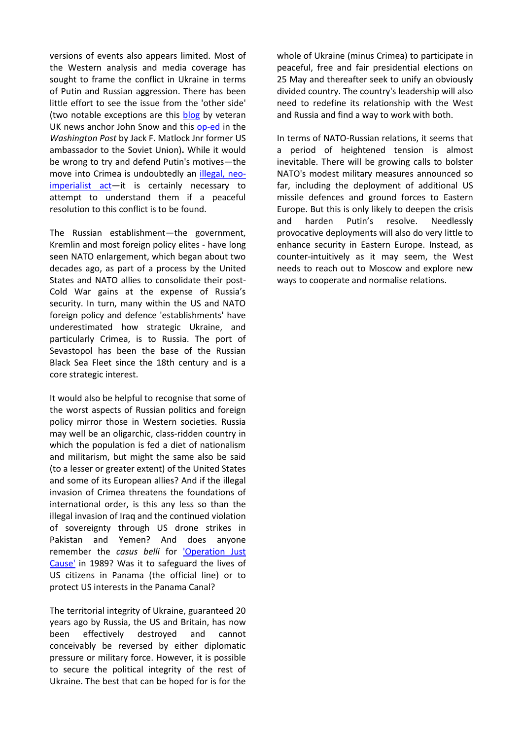versions of events also appears limited. Most of the Western analysis and media coverage has sought to frame the conflict in Ukraine in terms of Putin and Russian aggression. There has been little effort to see the issue from the 'other side' (two notable exceptions are this blog by veteran UK news anchor John Snow and this op-ed in the *Washington Post* by Jack F. Matlock Jnr former US ambassador to the Soviet Union)**.** While it would be wrong to try and defend Putin's motives—the move into Crimea is undoubtedly an illegal, neo-imperialist act—it is certainly necessary to attempt to understand them if a peaceful resolution to this conflict is to be found.

The Russian establishment—the government, Kremlin and most foreign policy elites - have long seen NATO enlargement, which began about two decades ago, as part of a process by the United States and NATO allies to consolidate their post-Cold War gains at the expense of Russia's security. In turn, many within the US and NATO foreign policy and defence 'establishments' have underestimated how strategic Ukraine, and particularly Crimea, is to Russia. The port of Sevastopol has been the base of the Russian Black Sea Fleet since the 18th century and is a core strategic interest.

It would also be helpful to recognise that some of the worst aspects of Russian politics and foreign policy mirror those in Western societies. Russia may well be an oligarchic, class-ridden country in which the population is fed a diet of nationalism and militarism, but might the same also be said (to a lesser or greater extent) of the United States and some of its European allies? And if the illegal invasion of Crimea threatens the foundations of international order, is this any less so than the illegal invasion of Iraq and the continued violation of sovereignty through US drone strikes in Pakistan and Yemen? And does anyone remember the *casus belli* for 'Operation Just Cause' in 1989? Was it to safeguard the lives of US citizens in Panama (the official line) or to protect US interests in the Panama Canal?

The territorial integrity of Ukraine, guaranteed 20 years ago by Russia, the US and Britain, has now been effectively destroyed and cannot conceivably be reversed by either diplomatic pressure or military force. However, it is possible to secure the political integrity of the rest of Ukraine. The best that can be hoped for is for the whole of Ukraine (minus Crimea) to participate in peaceful, free and fair presidential elections on 25 May and thereafter seek to unify an obviously divided country. The country's leadership will also need to redefine its relationship with the West and Russia and find a way to work with both.

In terms of NATO-Russian relations, it seems that a period of heightened tension is almost inevitable. There will be growing calls to bolster NATO's modest military measures announced so far, including the deployment of additional US missile defences and ground forces to Eastern Europe. But this is only likely to deepen the crisis and harden Putin's resolve. Needlessly provocative deployments will also do very little to enhance security in Eastern Europe. Instead, as counter-intuitively as it may seem, the West needs to reach out to Moscow and explore new ways to cooperate and normalise relations.